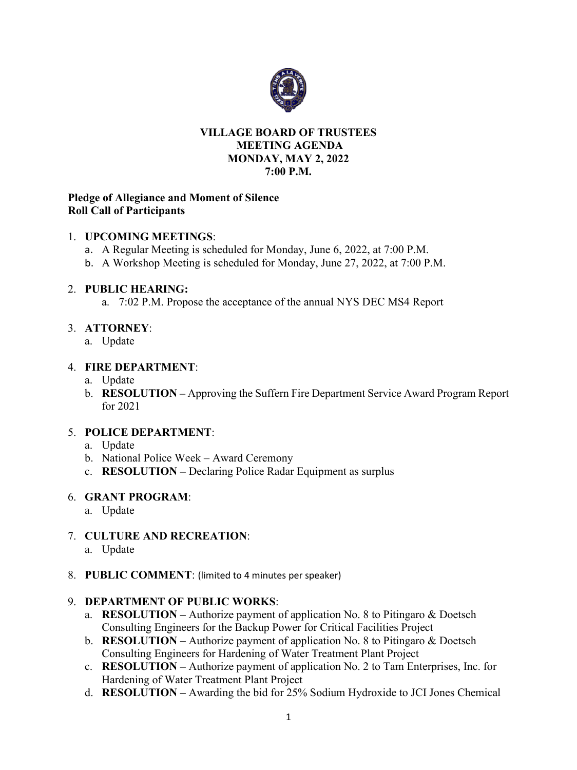# VILLAGE BOARD OF TRUSTEES
# MEETING AGENDA
# MONDAY, MAY 2, 2022
# 7:00 P.M.

**Pledge of Allegiance and Moment of Silence**
**Roll Call of Participants**

1. **UPCOMING MEETINGS**:
   a. A Regular Meeting is scheduled for Monday, June 6, 2022, at 7:00 P.M.
   b. A Workshop Meeting is scheduled for Monday, June 27, 2022, at 7:00 P.M.

2. **PUBLIC HEARING:**
   a. 7:02 P.M. Propose the acceptance of the annual NYS DEC MS4 Report

3. **ATTORNEY**:
   a. Update

4. **FIRE DEPARTMENT**:
   a. Update
   b. **RESOLUTION –** Approving the Suffern Fire Department Service Award Program Report for 2021

5. **POLICE DEPARTMENT**:
   a. Update
   b. National Police Week – Award Ceremony
   c. **RESOLUTION –** Declaring Police Radar Equipment as surplus

6. **GRANT PROGRAM**:
   a. Update

7. **CULTURE AND RECREATION**:
   a. Update

8. **PUBLIC COMMENT**: (limited to 4 minutes per speaker)

9. **DEPARTMENT OF PUBLIC WORKS**:
   a. **RESOLUTION –** Authorize payment of application No. 8 to Pitingaro & Doetsch Consulting Engineers for the Backup Power for Critical Facilities Project
   b. **RESOLUTION –** Authorize payment of application No. 8 to Pitingaro & Doetsch Consulting Engineers for Hardening of Water Treatment Plant Project
   c. **RESOLUTION –** Authorize payment of application No. 2 to Tam Enterprises, Inc. for Hardening of Water Treatment Plant Project
   d. **RESOLUTION –** Awarding the bid for 25% Sodium Hydroxide to JCI Jones Chemical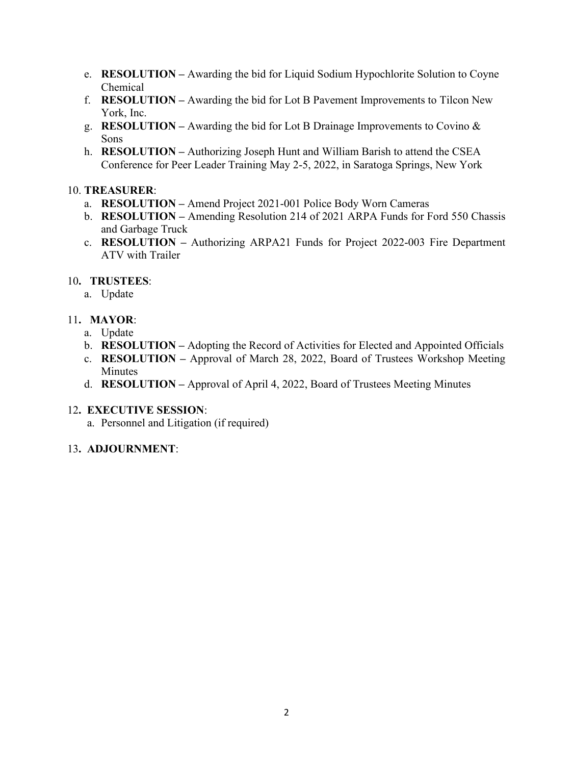e. **RESOLUTION –** Awarding the bid for Liquid Sodium Hypochlorite Solution to Coyne Chemical
f. **RESOLUTION –** Awarding the bid for Lot B Pavement Improvements to Tilcon New York, Inc.
g. **RESOLUTION –** Awarding the bid for Lot B Drainage Improvements to Covino & Sons
h. **RESOLUTION –** Authorizing Joseph Hunt and William Barish to attend the CSEA Conference for Peer Leader Training May 2-5, 2022, in Saratoga Springs, New York

10. **TREASURER**:
   a. **RESOLUTION –** Amend Project 2021-001 Police Body Worn Cameras
   b. **RESOLUTION –** Amending Resolution 214 of 2021 ARPA Funds for Ford 550 Chassis and Garbage Truck
   c. **RESOLUTION –** Authorizing ARPA21 Funds for Project 2022-003 Fire Department ATV with Trailer

10**. TRUSTEES**:
   a. Update

11**. MAYOR**:
   a. Update
   b. **RESOLUTION –** Adopting the Record of Activities for Elected and Appointed Officials
   c. **RESOLUTION –** Approval of March 28, 2022, Board of Trustees Workshop Meeting Minutes
   d. **RESOLUTION –** Approval of April 4, 2022, Board of Trustees Meeting Minutes

12**. EXECUTIVE SESSION**:
   a. Personnel and Litigation (if required)

13**. ADJOURNMENT**: